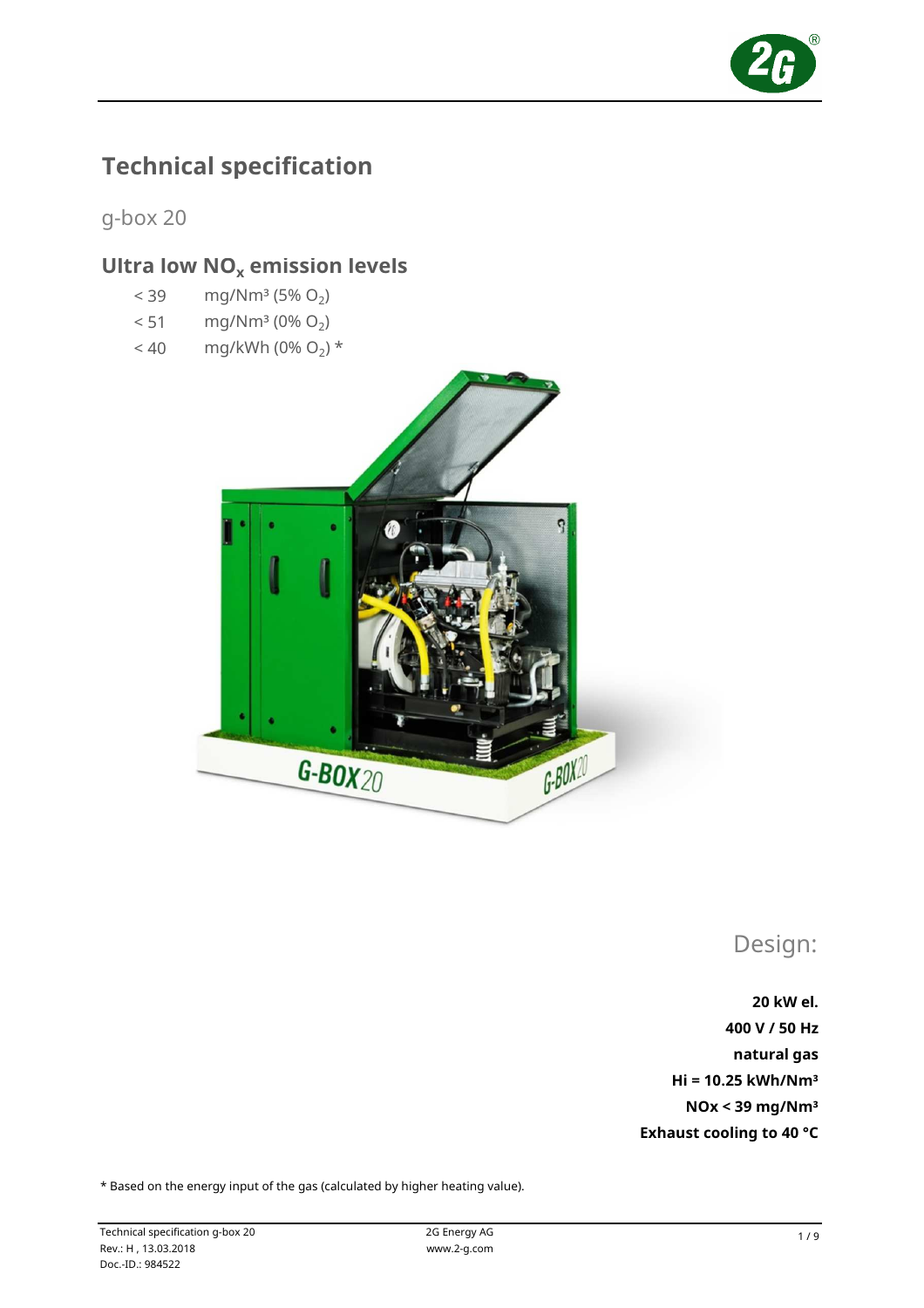# Technical specification

g-box 20

## Ultra low $NO_x$ emission levels

| | |
|---|---|
| < 39 | mg/Nm³ (5% $O_2$) |
| < 51 | mg/Nm³ (0% $O_2$) |
| < 40 | mg/kWh (0% $O_2$) * |

Design:

**20 kW el.**
**400 V / 50 Hz**
**natural gas**
**Hi = 10.25 kWh/Nm³**
**NOx < 39 mg/Nm³**
**Exhaust cooling to 40 °C**

* Based on the energy input of the gas (calculated by higher heating value).

Technical specification g-box 20
Rev.: H , 13.03.2018
Doc.-ID.: 984522

2G Energy AG
www.2-g.com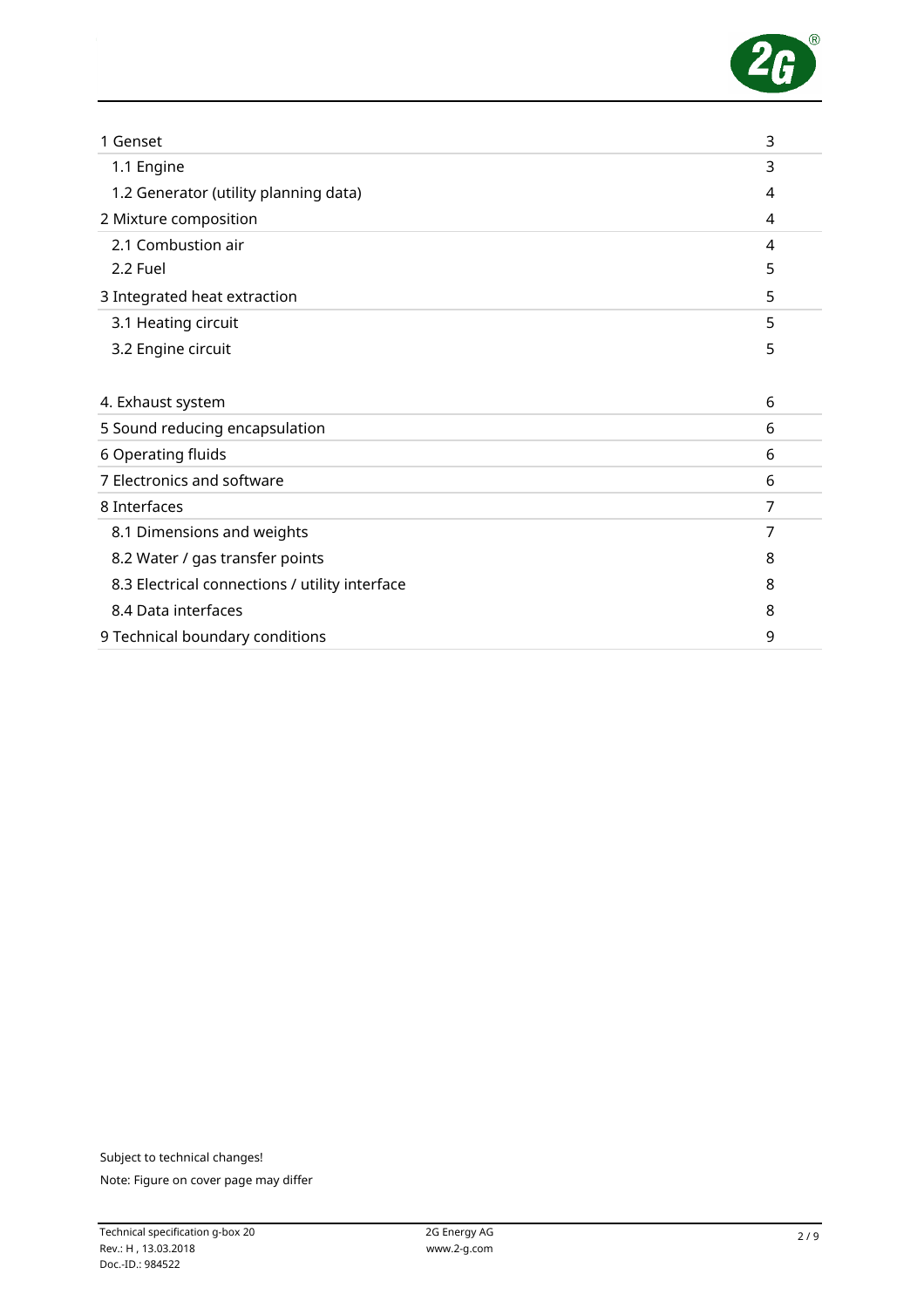| | |
|---|---|
| 1 Genset | 3 |
| 1.1 Engine | 3 |
| 1.2 Generator (utility planning data) | 4 |
| 2 Mixture composition | 4 |
| 2.1 Combustion air | 4 |
| 2.2 Fuel | 5 |
| 3 Integrated heat extraction | 5 |
| 3.1 Heating circuit | 5 |
| 3.2 Engine circuit | 5 |
| 4. Exhaust system | 6 |
| 5 Sound reducing encapsulation | 6 |
| 6 Operating fluids | 6 |
| 7 Electronics and software | 6 |
| 8 Interfaces | 7 |
| 8.1 Dimensions and weights | 7 |
| 8.2 Water / gas transfer points | 8 |
| 8.3 Electrical connections / utility interface | 8 |
| 8.4 Data interfaces | 8 |
| 9 Technical boundary conditions | 9 |

Subject to technical changes!

Note: Figure on cover page may differ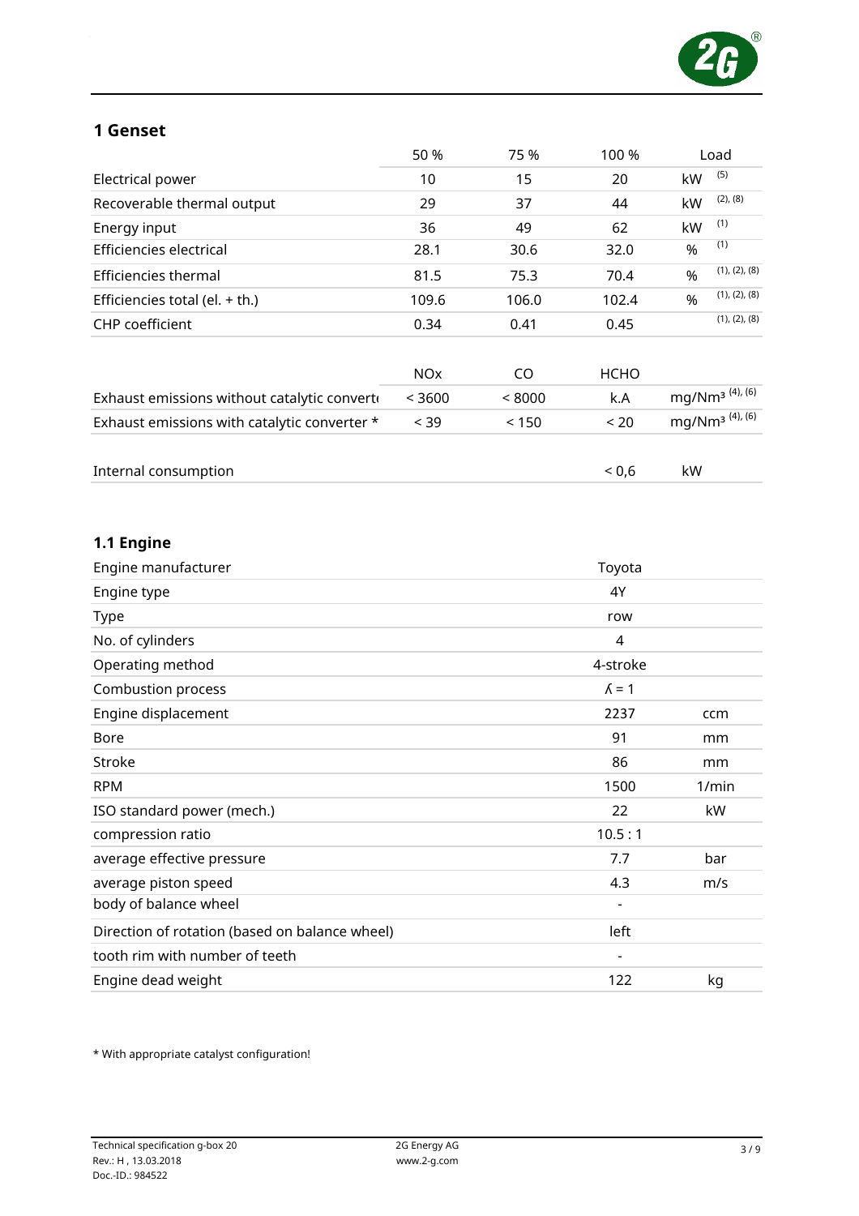## 1 Genset

| | 50 % | 75 % | 100 % | Load | |
|---|---|---|---|---|---|
| Electrical power | 10 | 15 | 20 | kW | (5) |
| Recoverable thermal output | 29 | 37 | 44 | kW | (2), (8) |
| Energy input | 36 | 49 | 62 | kW | (1) |
| Efficiencies electrical | 28.1 | 30.6 | 32.0 | % | (1) |
| Efficiencies thermal | 81.5 | 75.3 | 70.4 | % | (1), (2), (8) |
| Efficiencies total (el. + th.) | 109.6 | 106.0 | 102.4 | % | (1), (2), (8) |
| CHP coefficient | 0.34 | 0.41 | 0.45 | | (1), (2), (8) |

| | NOx | CO | HCHO | |
|---|---|---|---|---|
| Exhaust emissions without catalytic converter | < 3600 | < 8000 | k.A | mg/Nm³ (4), (6) |
| Exhaust emissions with catalytic converter * | < 39 | < 150 | < 20 | mg/Nm³ (4), (6) |

| | | |
|---|---|---|
| Internal consumption | < 0,6 | kW |

### 1.1 Engine

| | | |
|---|---|---|
| Engine manufacturer | Toyota | |
| Engine type | 4Y | |
| Type | row | |
| No. of cylinders | 4 | |
| Operating method | 4-stroke | |
| Combustion process | $\lambda = 1$ | |
| Engine displacement | 2237 | ccm |
| Bore | 91 | mm |
| Stroke | 86 | mm |
| RPM | 1500 | 1/min |
| ISO standard power (mech.) | 22 | kW |
| compression ratio | 10.5 : 1 | |
| average effective pressure | 7.7 | bar |
| average piston speed | 4.3 | m/s |
| body of balance wheel | - | |
| Direction of rotation (based on balance wheel) | left | |
| tooth rim with number of teeth | - | |
| Engine dead weight | 122 | kg |

* With appropriate catalyst configuration!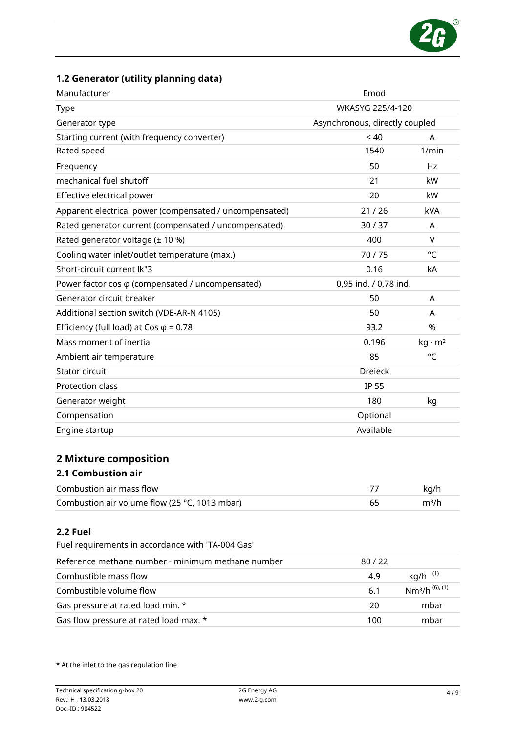## 1.2 Generator (utility planning data)

| | | |
|---|---|---|
| Manufacturer | Emod | |
| Type | WKASYG 225/4-120 | |
| Generator type | Asynchronous, directly coupled | |
| Starting current (with frequency converter) | < 40 | A |
| Rated speed | 1540 | 1/min |
| Frequency | 50 | Hz |
| mechanical fuel shutoff | 21 | kW |
| Effective electrical power | 20 | kW |
| Apparent electrical power (compensated / uncompensated) | 21 / 26 | kVA |
| Rated generator current (compensated / uncompensated) | 30 / 37 | A |
| Rated generator voltage (± 10 %) | 400 | V |
| Cooling water inlet/outlet temperature (max.) | 70 / 75 | °C |
| Short-circuit current Ik"3 | 0.16 | kA |
| Power factor cos φ (compensated / uncompensated) | 0,95 ind. / 0,78 ind. | |
| Generator circuit breaker | 50 | A |
| Additional section switch (VDE-AR-N 4105) | 50 | A |
| Efficiency (full load) at Cos φ = 0.78 | 93.2 | % |
| Mass moment of inertia | 0.196 | $kg \cdot m^2$ |
| Ambient air temperature | 85 | °C |
| Stator circuit | Dreieck | |
| Protection class | IP 55 | |
| Generator weight | 180 | kg |
| Compensation | Optional | |
| Engine startup | Available | |

# 2 Mixture composition

## 2.1 Combustion air

| | | |
|---|---|---|
| Combustion air mass flow | 77 | kg/h |
| Combustion air volume flow (25 °C, 1013 mbar) | 65 | $m^3/h$ |

## 2.2 Fuel

Fuel requirements in accordance with 'TA-004 Gas'

| | | |
|---|---|---|
| Reference methane number - minimum methane number | 80 / 22 | |
| Combustible mass flow | 4.9 | kg/h [(1)] |
| Combustible volume flow | 6.1 | $Nm^3/h$ [(6), (1)] |
| Gas pressure at rated load min. * | 20 | mbar |
| Gas flow pressure at rated load max. * | 100 | mbar |

* At the inlet to the gas regulation line

Technical specification g-box 20
Rev.: H , 13.03.2018
Doc.-ID.: 984522

2G Energy AG
www.2-g.com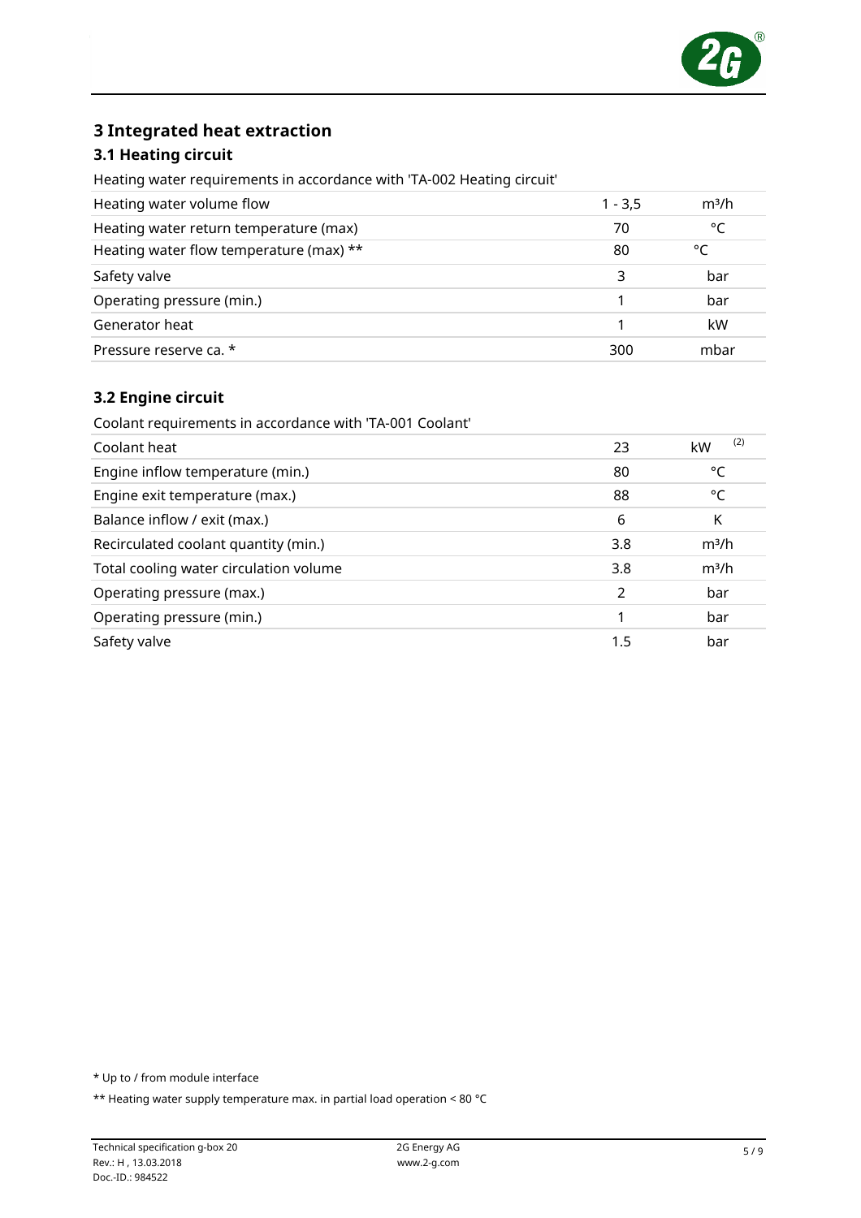# 3 Integrated heat extraction

## 3.1 Heating circuit

Heating water requirements in accordance with 'TA-002 Heating circuit'

| | | |
|---|---|---|
| Heating water volume flow | 1 - 3,5 | m³/h |
| Heating water return temperature (max) | 70 | °C |
| Heating water flow temperature (max) ** | 80 | °C |
| Safety valve | 3 | bar |
| Operating pressure (min.) | 1 | bar |
| Generator heat | 1 | kW |
| Pressure reserve ca. * | 300 | mbar |

## 3.2 Engine circuit

Coolant requirements in accordance with 'TA-001 Coolant'

| | | |
|---|---|---|
| Coolant heat | 23 | kW (2) |
| Engine inflow temperature (min.) | 80 | °C |
| Engine exit temperature (max.) | 88 | °C |
| Balance inflow / exit (max.) | 6 | K |
| Recirculated coolant quantity (min.) | 3.8 | m³/h |
| Total cooling water circulation volume | 3.8 | m³/h |
| Operating pressure (max.) | 2 | bar |
| Operating pressure (min.) | 1 | bar |
| Safety valve | 1.5 | bar |

* Up to / from module interface

** Heating water supply temperature max. in partial load operation < 80 °C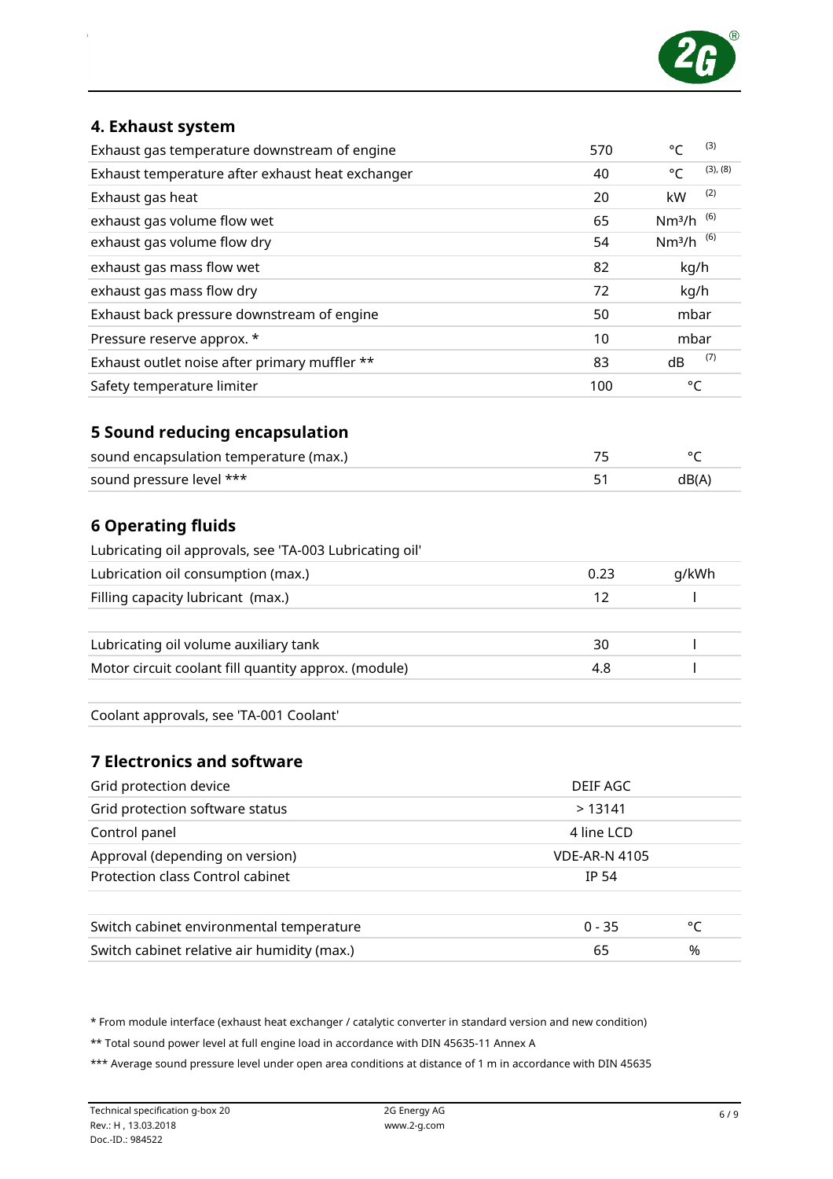## 4. Exhaust system

| | | | |
|---|---|---|---|
| Exhaust gas temperature downstream of engine | 570 | °C | (3) |
| Exhaust temperature after exhaust heat exchanger | 40 | °C | (3), (8) |
| Exhaust gas heat | 20 | kW | (2) |
| exhaust gas volume flow wet | 65 | Nm³/h | (6) |
| exhaust gas volume flow dry | 54 | Nm³/h | (6) |
| exhaust gas mass flow wet | 82 | kg/h | |
| exhaust gas mass flow dry | 72 | kg/h | |
| Exhaust back pressure downstream of engine | 50 | mbar | |
| Pressure reserve approx. * | 10 | mbar | |
| Exhaust outlet noise after primary muffler ** | 83 | dB | (7) |
| Safety temperature limiter | 100 | °C | |

## 5 Sound reducing encapsulation

| | | |
|---|---|---|
| sound encapsulation temperature (max.) | 75 | °C |
| sound pressure level *** | 51 | dB(A) |

## 6 Operating fluids

| | | |
|---|---|---|
| Lubricating oil approvals, see 'TA-003 Lubricating oil' | | |
| Lubrication oil consumption (max.) | 0.23 | g/kWh |
| Filling capacity lubricant (max.) | 12 | l |
| | | |
| Lubricating oil volume auxiliary tank | 30 | l |
| Motor circuit coolant fill quantity approx. (module) | 4.8 | l |
| | | |
| Coolant approvals, see 'TA-001 Coolant' | | |

## 7 Electronics and software

| | | |
|---|---|---|
| Grid protection device | DEIF AGC | |
| Grid protection software status | > 13141 | |
| Control panel | 4 line LCD | |
| Approval (depending on version) | VDE-AR-N 4105 | |
| Protection class Control cabinet | IP 54 | |
| | | |
| Switch cabinet environmental temperature | 0 - 35 | °C |
| Switch cabinet relative air humidity (max.) | 65 | % |

* From module interface (exhaust heat exchanger / catalytic converter in standard version and new condition)

** Total sound power level at full engine load in accordance with DIN 45635-11 Annex A

*** Average sound pressure level under open area conditions at distance of 1 m in accordance with DIN 45635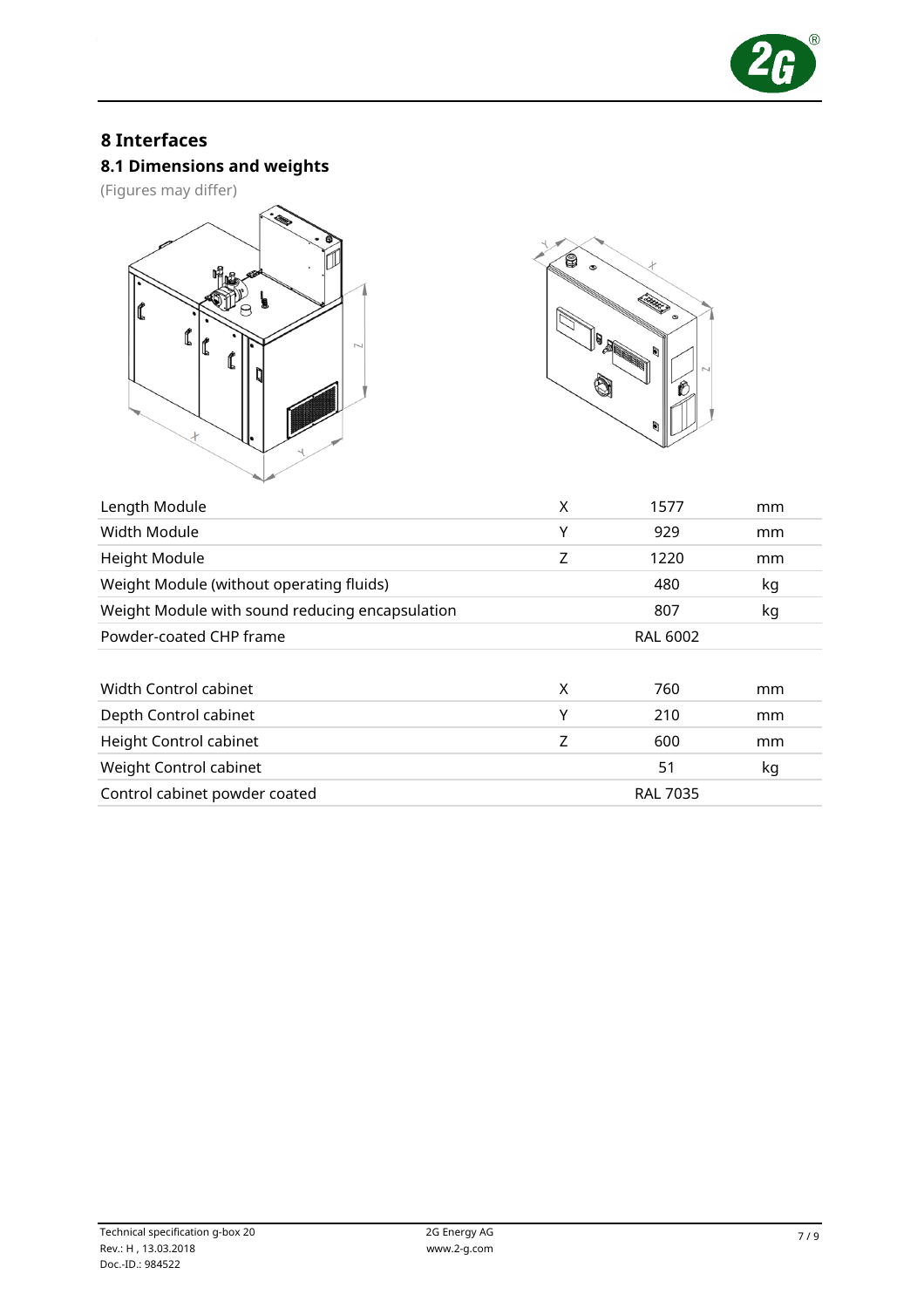# 8 Interfaces

## 8.1 Dimensions and weights

(Figures may differ)

| | | | |
|---|---|---|---|
| Length Module | X | 1577 | mm |
| Width Module | Y | 929 | mm |
| Height Module | Z | 1220 | mm |
| Weight Module (without operating fluids) | | 480 | kg |
| Weight Module with sound reducing encapsulation | | 807 | kg |
| Powder-coated CHP frame | | RAL 6002 | |

| | | | |
|---|---|---|---|
| Width Control cabinet | X | 760 | mm |
| Depth Control cabinet | Y | 210 | mm |
| Height Control cabinet | Z | 600 | mm |
| Weight Control cabinet | | 51 | kg |
| Control cabinet powder coated | | RAL 7035 | |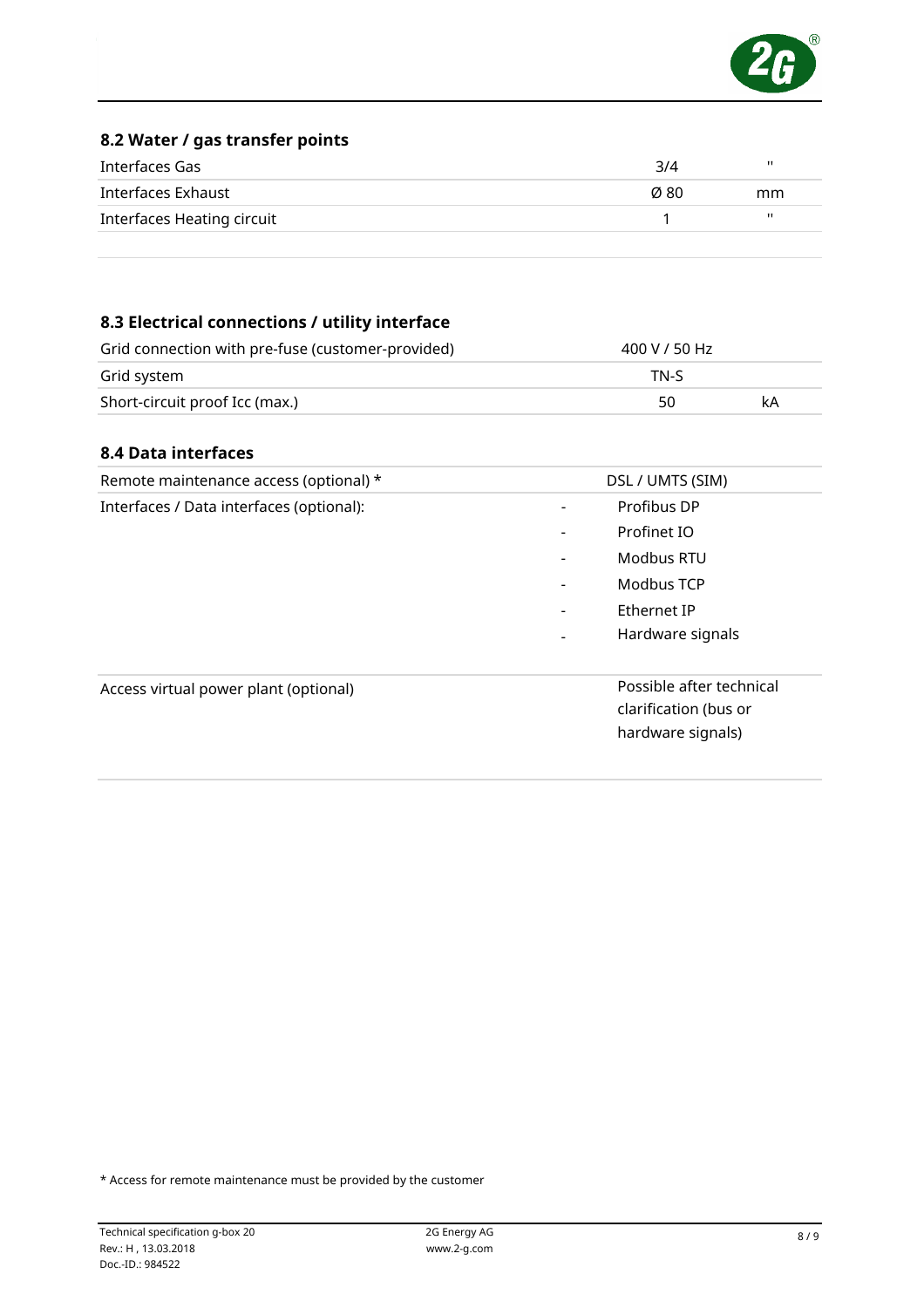## 8.2 Water / gas transfer points

| | | |
|---|---|---|
| Interfaces Gas | 3/4 | " |
| Interfaces Exhaust | Ø 80 | mm |
| Interfaces Heating circuit | 1 | " |

## 8.3 Electrical connections / utility interface

| | | |
|---|---|---|
| Grid connection with pre-fuse (customer-provided) | 400 V / 50 Hz | |
| Grid system | TN-S | |
| Short-circuit proof Icc (max.) | 50 | kA |

## 8.4 Data interfaces

| | |
|---|---|
| Remote maintenance access (optional) * | DSL / UMTS (SIM) |
| Interfaces / Data interfaces (optional): | - Profibus DP<br>- Profinet IO<br>- Modbus RTU<br>- Modbus TCP<br>- Ethernet IP<br>- Hardware signals |
| Access virtual power plant (optional) | Possible after technical clarification (bus or hardware signals) |

* Access for remote maintenance must be provided by the customer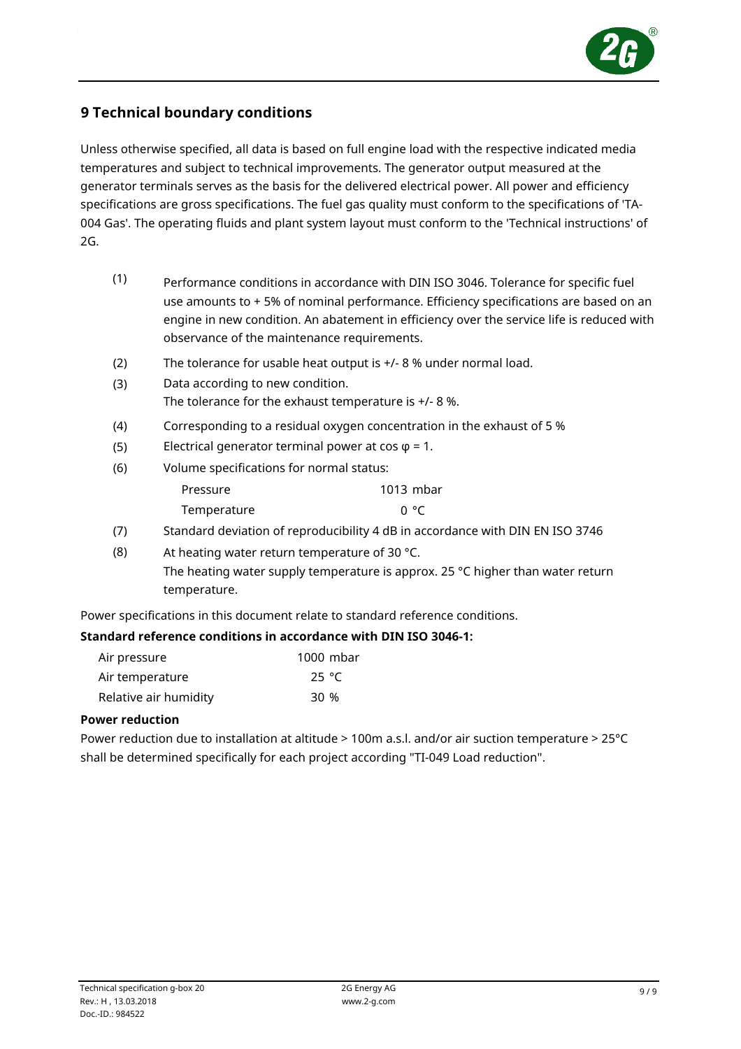## 9 Technical boundary conditions

Unless otherwise specified, all data is based on full engine load with the respective indicated media temperatures and subject to technical improvements. The generator output measured at the generator terminals serves as the basis for the delivered electrical power. All power and efficiency specifications are gross specifications. The fuel gas quality must conform to the specifications of 'TA-004 Gas'. The operating fluids and plant system layout must conform to the 'Technical instructions' of 2G.

(1) Performance conditions in accordance with DIN ISO 3046. Tolerance for specific fuel use amounts to + 5% of nominal performance. Efficiency specifications are based on an engine in new condition. An abatement in efficiency over the service life is reduced with observance of the maintenance requirements.

(2) The tolerance for usable heat output is +/- 8 % under normal load.

(3) Data according to new condition.
The tolerance for the exhaust temperature is +/- 8 %.

(4) Corresponding to a residual oxygen concentration in the exhaust of 5 %

(5) Electrical generator terminal power at cos φ = 1.

(6) Volume specifications for normal status:

| | |
|---|---|
| Pressure | 1013 mbar |
| Temperature | 0 °C |

(7) Standard deviation of reproducibility 4 dB in accordance with DIN EN ISO 3746

(8) At heating water return temperature of 30 °C.
The heating water supply temperature is approx. 25 °C higher than water return temperature.

Power specifications in this document relate to standard reference conditions.

**Standard reference conditions in accordance with DIN ISO 3046-1:**

| | |
|---|---|
| Air pressure | 1000 mbar |
| Air temperature | 25 °C |
| Relative air humidity | 30 % |

**Power reduction**

Power reduction due to installation at altitude > 100m a.s.l. and/or air suction temperature > 25°C shall be determined specifically for each project according "TI-049 Load reduction".